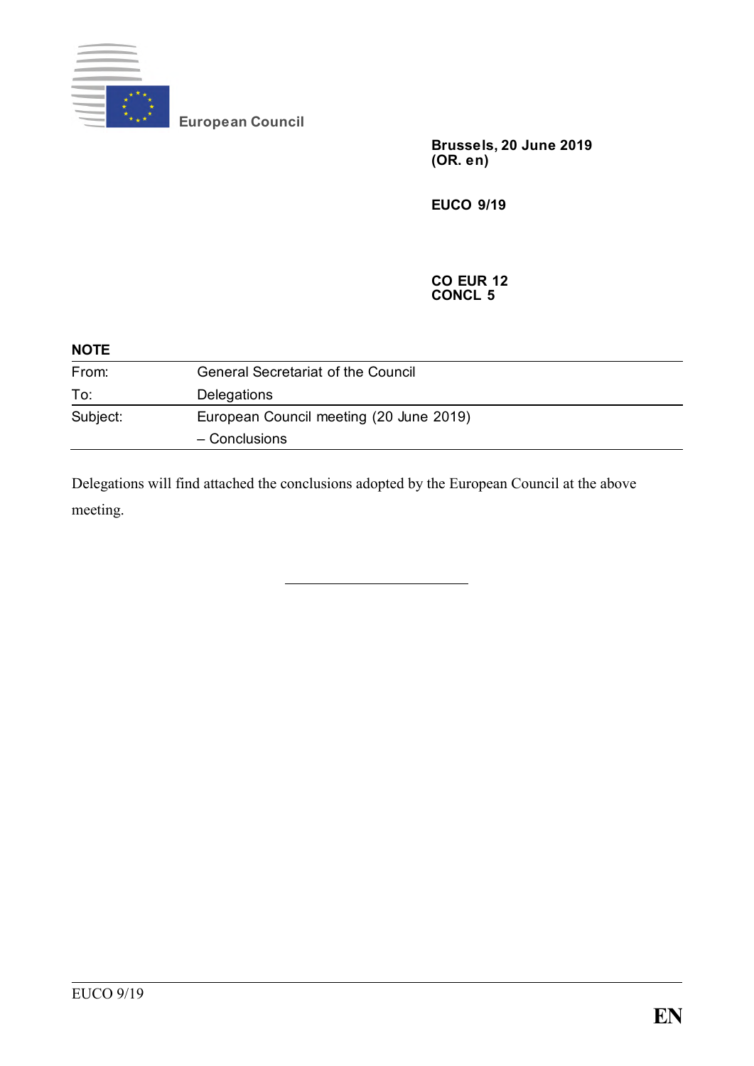European Council

**Brussels, 20 June 2019**
**(OR. en)**

**EUCO 9/19**

**CO EUR 12**
**CONCL 5**

**NOTE**

| | |
|---|---|
| From: | General Secretariat of the Council |
| To: | Delegations |
| Subject: | European Council meeting (20 June 2019)<br>– Conclusions |

Delegations will find attached the conclusions adopted by the European Council at the above meeting.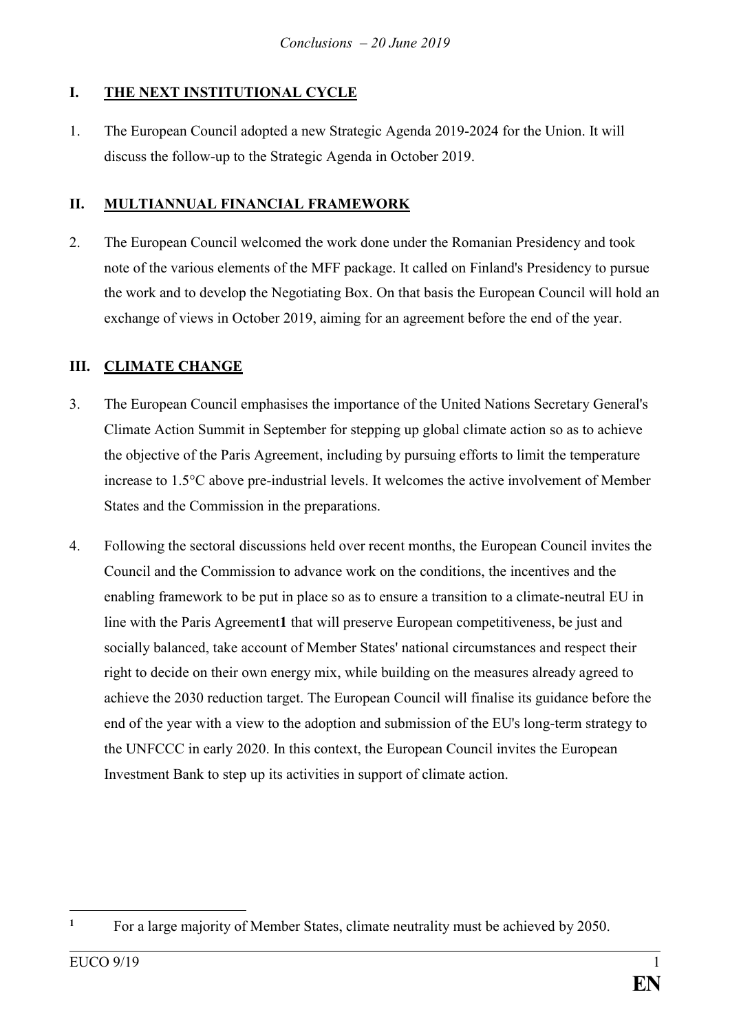## I. THE NEXT INSTITUTIONAL CYCLE

1. The European Council adopted a new Strategic Agenda 2019-2024 for the Union. It will discuss the follow-up to the Strategic Agenda in October 2019.

## II. MULTIANNUAL FINANCIAL FRAMEWORK

2. The European Council welcomed the work done under the Romanian Presidency and took note of the various elements of the MFF package. It called on Finland's Presidency to pursue the work and to develop the Negotiating Box. On that basis the European Council will hold an exchange of views in October 2019, aiming for an agreement before the end of the year.

## III. CLIMATE CHANGE

3. The European Council emphasises the importance of the United Nations Secretary General's Climate Action Summit in September for stepping up global climate action so as to achieve the objective of the Paris Agreement, including by pursuing efforts to limit the temperature increase to 1.5°C above pre-industrial levels. It welcomes the active involvement of Member States and the Commission in the preparations.

4. Following the sectoral discussions held over recent months, the European Council invites the Council and the Commission to advance work on the conditions, the incentives and the enabling framework to be put in place so as to ensure a transition to a climate-neutral EU in line with the Paris Agreement[1] that will preserve European competitiveness, be just and socially balanced, take account of Member States' national circumstances and respect their right to decide on their own energy mix, while building on the measures already agreed to achieve the 2030 reduction target. The European Council will finalise its guidance before the end of the year with a view to the adoption and submission of the EU's long-term strategy to the UNFCCC in early 2020. In this context, the European Council invites the European Investment Bank to step up its activities in support of climate action.

---

[1] For a large majority of Member States, climate neutrality must be achieved by 2050.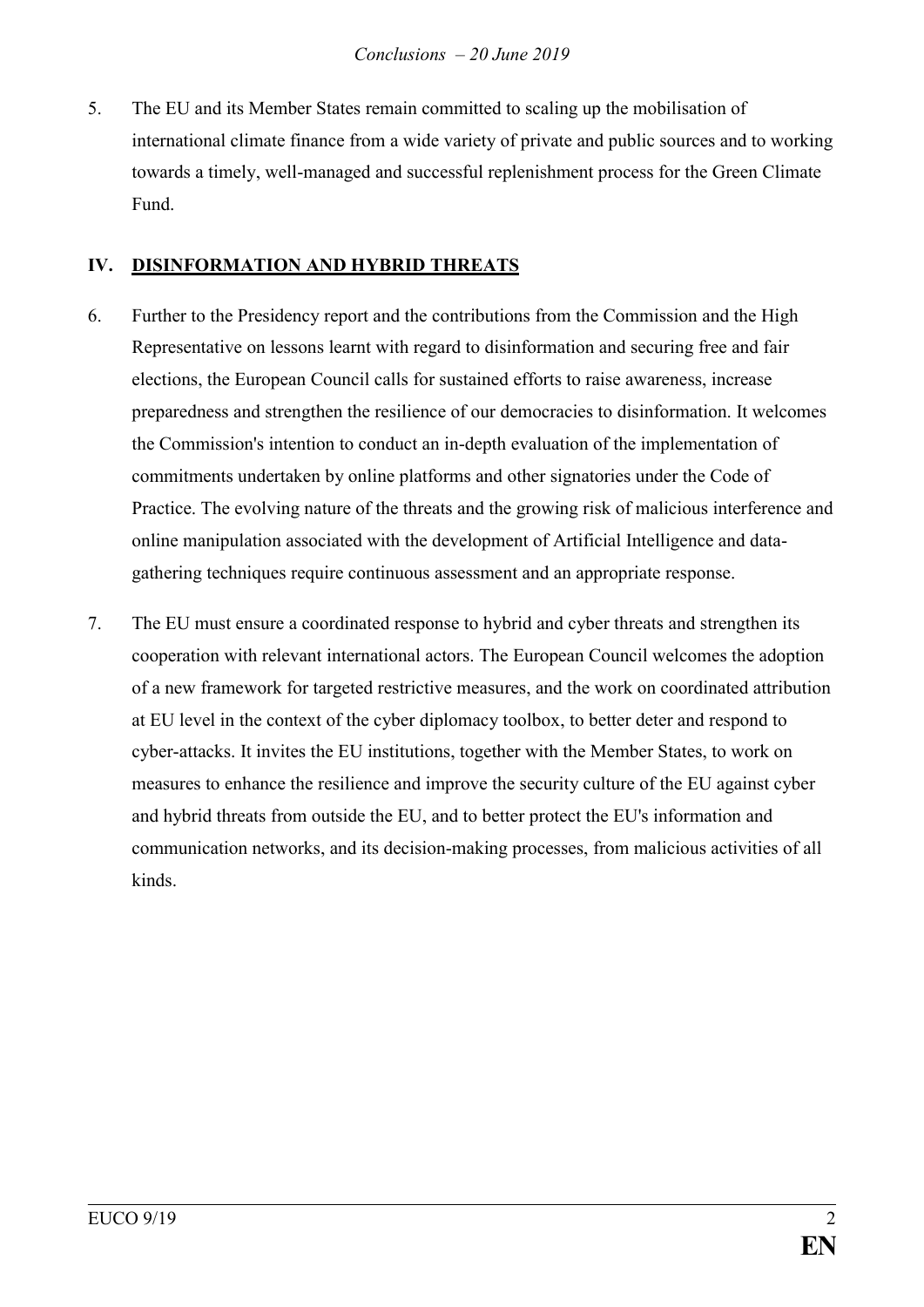5. The EU and its Member States remain committed to scaling up the mobilisation of international climate finance from a wide variety of private and public sources and to working towards a timely, well-managed and successful replenishment process for the Green Climate Fund.

## IV. DISINFORMATION AND HYBRID THREATS

6. Further to the Presidency report and the contributions from the Commission and the High Representative on lessons learnt with regard to disinformation and securing free and fair elections, the European Council calls for sustained efforts to raise awareness, increase preparedness and strengthen the resilience of our democracies to disinformation. It welcomes the Commission's intention to conduct an in-depth evaluation of the implementation of commitments undertaken by online platforms and other signatories under the Code of Practice. The evolving nature of the threats and the growing risk of malicious interference and online manipulation associated with the development of Artificial Intelligence and data-gathering techniques require continuous assessment and an appropriate response.

7. The EU must ensure a coordinated response to hybrid and cyber threats and strengthen its cooperation with relevant international actors. The European Council welcomes the adoption of a new framework for targeted restrictive measures, and the work on coordinated attribution at EU level in the context of the cyber diplomacy toolbox, to better deter and respond to cyber-attacks. It invites the EU institutions, together with the Member States, to work on measures to enhance the resilience and improve the security culture of the EU against cyber and hybrid threats from outside the EU, and to better protect the EU's information and communication networks, and its decision-making processes, from malicious activities of all kinds.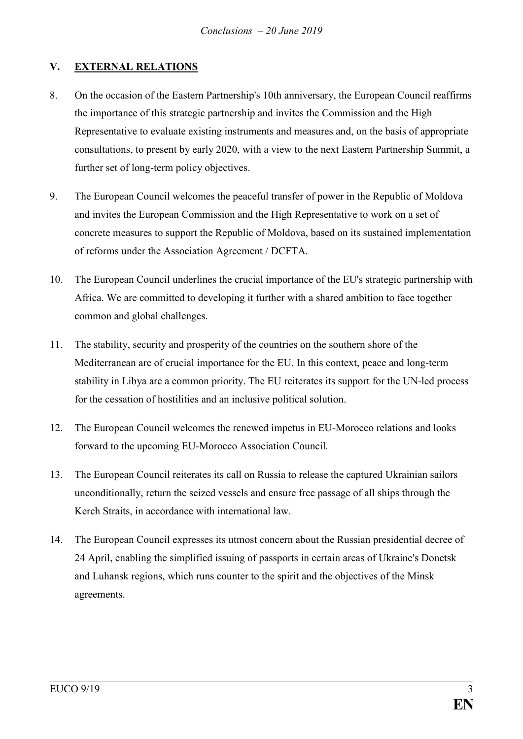## V. EXTERNAL RELATIONS

8. On the occasion of the Eastern Partnership's 10th anniversary, the European Council reaffirms the importance of this strategic partnership and invites the Commission and the High Representative to evaluate existing instruments and measures and, on the basis of appropriate consultations, to present by early 2020, with a view to the next Eastern Partnership Summit, a further set of long-term policy objectives.

9. The European Council welcomes the peaceful transfer of power in the Republic of Moldova and invites the European Commission and the High Representative to work on a set of concrete measures to support the Republic of Moldova, based on its sustained implementation of reforms under the Association Agreement / DCFTA.

10. The European Council underlines the crucial importance of the EU's strategic partnership with Africa. We are committed to developing it further with a shared ambition to face together common and global challenges.

11. The stability, security and prosperity of the countries on the southern shore of the Mediterranean are of crucial importance for the EU. In this context, peace and long-term stability in Libya are a common priority. The EU reiterates its support for the UN-led process for the cessation of hostilities and an inclusive political solution.

12. The European Council welcomes the renewed impetus in EU-Morocco relations and looks forward to the upcoming EU-Morocco Association Council.

13. The European Council reiterates its call on Russia to release the captured Ukrainian sailors unconditionally, return the seized vessels and ensure free passage of all ships through the Kerch Straits, in accordance with international law.

14. The European Council expresses its utmost concern about the Russian presidential decree of 24 April, enabling the simplified issuing of passports in certain areas of Ukraine's Donetsk and Luhansk regions, which runs counter to the spirit and the objectives of the Minsk agreements.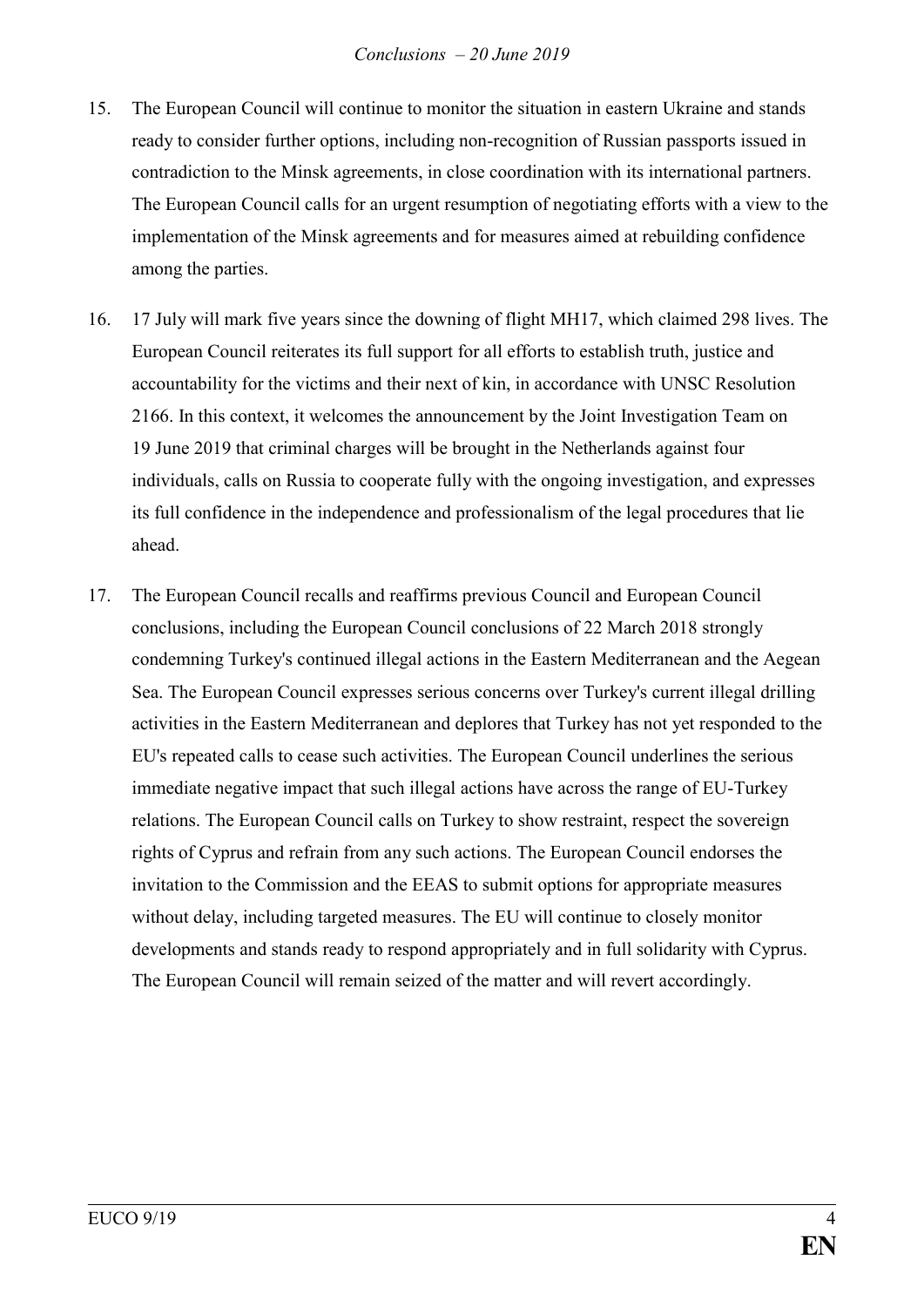15. The European Council will continue to monitor the situation in eastern Ukraine and stands ready to consider further options, including non-recognition of Russian passports issued in contradiction to the Minsk agreements, in close coordination with its international partners. The European Council calls for an urgent resumption of negotiating efforts with a view to the implementation of the Minsk agreements and for measures aimed at rebuilding confidence among the parties.

16. 17 July will mark five years since the downing of flight MH17, which claimed 298 lives. The European Council reiterates its full support for all efforts to establish truth, justice and accountability for the victims and their next of kin, in accordance with UNSC Resolution 2166. In this context, it welcomes the announcement by the Joint Investigation Team on 19 June 2019 that criminal charges will be brought in the Netherlands against four individuals, calls on Russia to cooperate fully with the ongoing investigation, and expresses its full confidence in the independence and professionalism of the legal procedures that lie ahead.

17. The European Council recalls and reaffirms previous Council and European Council conclusions, including the European Council conclusions of 22 March 2018 strongly condemning Turkey's continued illegal actions in the Eastern Mediterranean and the Aegean Sea. The European Council expresses serious concerns over Turkey's current illegal drilling activities in the Eastern Mediterranean and deplores that Turkey has not yet responded to the EU's repeated calls to cease such activities. The European Council underlines the serious immediate negative impact that such illegal actions have across the range of EU-Turkey relations. The European Council calls on Turkey to show restraint, respect the sovereign rights of Cyprus and refrain from any such actions. The European Council endorses the invitation to the Commission and the EEAS to submit options for appropriate measures without delay, including targeted measures. The EU will continue to closely monitor developments and stands ready to respond appropriately and in full solidarity with Cyprus. The European Council will remain seized of the matter and will revert accordingly.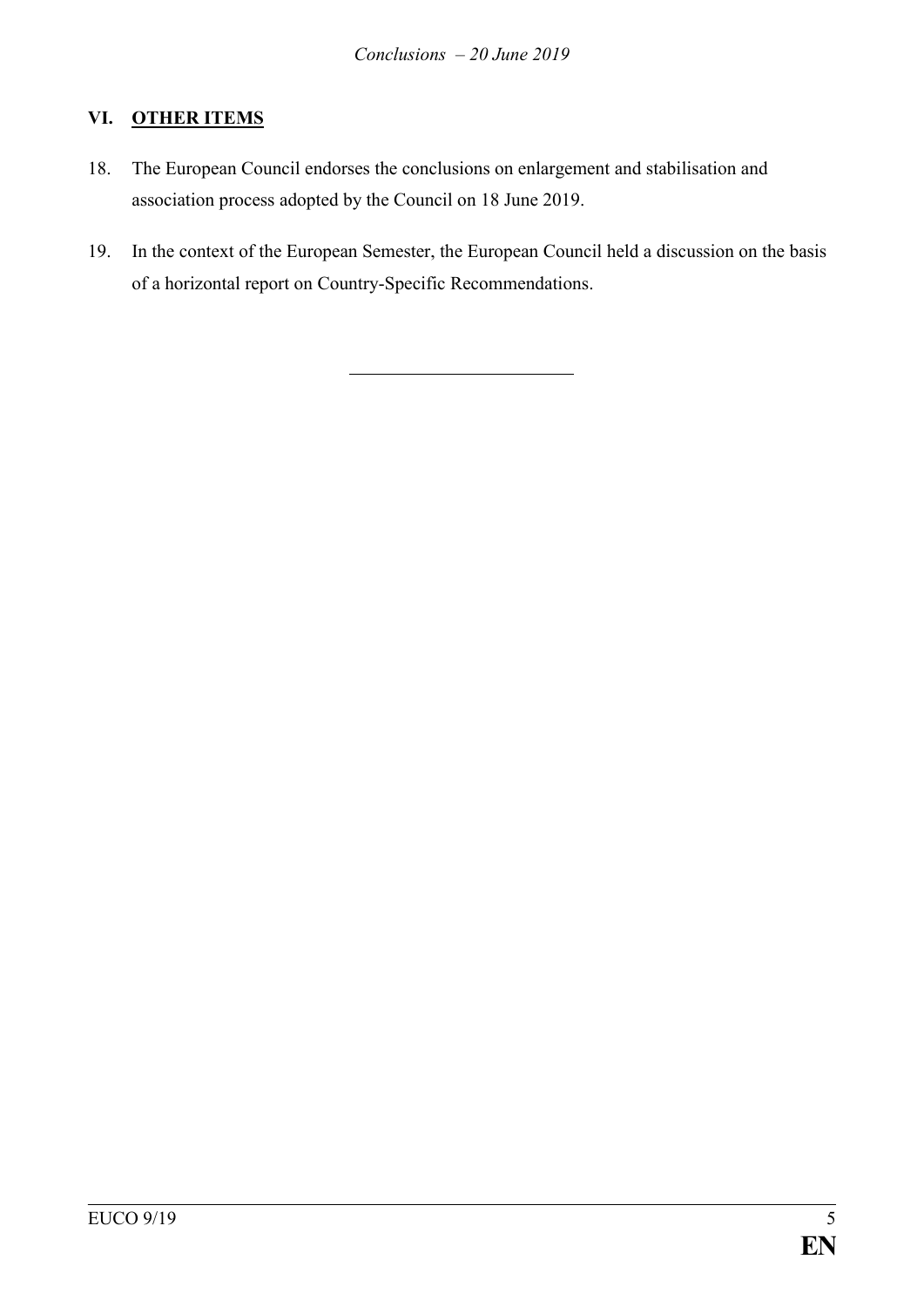## VI. OTHER ITEMS

18. The European Council endorses the conclusions on enlargement and stabilisation and association process adopted by the Council on 18 June 2019.

19. In the context of the European Semester, the European Council held a discussion on the basis of a horizontal report on Country-Specific Recommendations.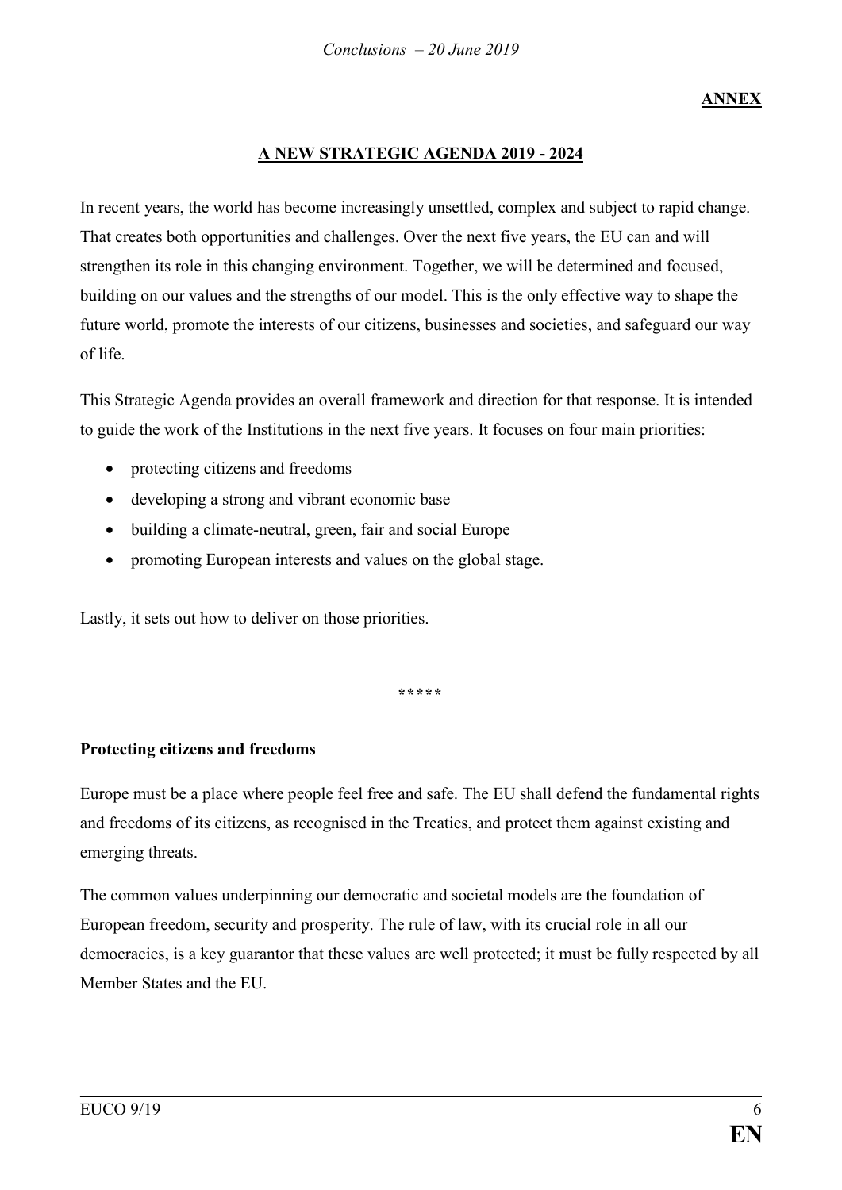**ANNEX**

# A NEW STRATEGIC AGENDA 2019 - 2024

In recent years, the world has become increasingly unsettled, complex and subject to rapid change. That creates both opportunities and challenges. Over the next five years, the EU can and will strengthen its role in this changing environment. Together, we will be determined and focused, building on our values and the strengths of our model. This is the only effective way to shape the future world, promote the interests of our citizens, businesses and societies, and safeguard our way of life.

This Strategic Agenda provides an overall framework and direction for that response. It is intended to guide the work of the Institutions in the next five years. It focuses on four main priorities:

- protecting citizens and freedoms
- developing a strong and vibrant economic base
- building a climate-neutral, green, fair and social Europe
- promoting European interests and values on the global stage.

Lastly, it sets out how to deliver on those priorities.

*****

## Protecting citizens and freedoms

Europe must be a place where people feel free and safe. The EU shall defend the fundamental rights and freedoms of its citizens, as recognised in the Treaties, and protect them against existing and emerging threats.

The common values underpinning our democratic and societal models are the foundation of European freedom, security and prosperity. The rule of law, with its crucial role in all our democracies, is a key guarantor that these values are well protected; it must be fully respected by all Member States and the EU.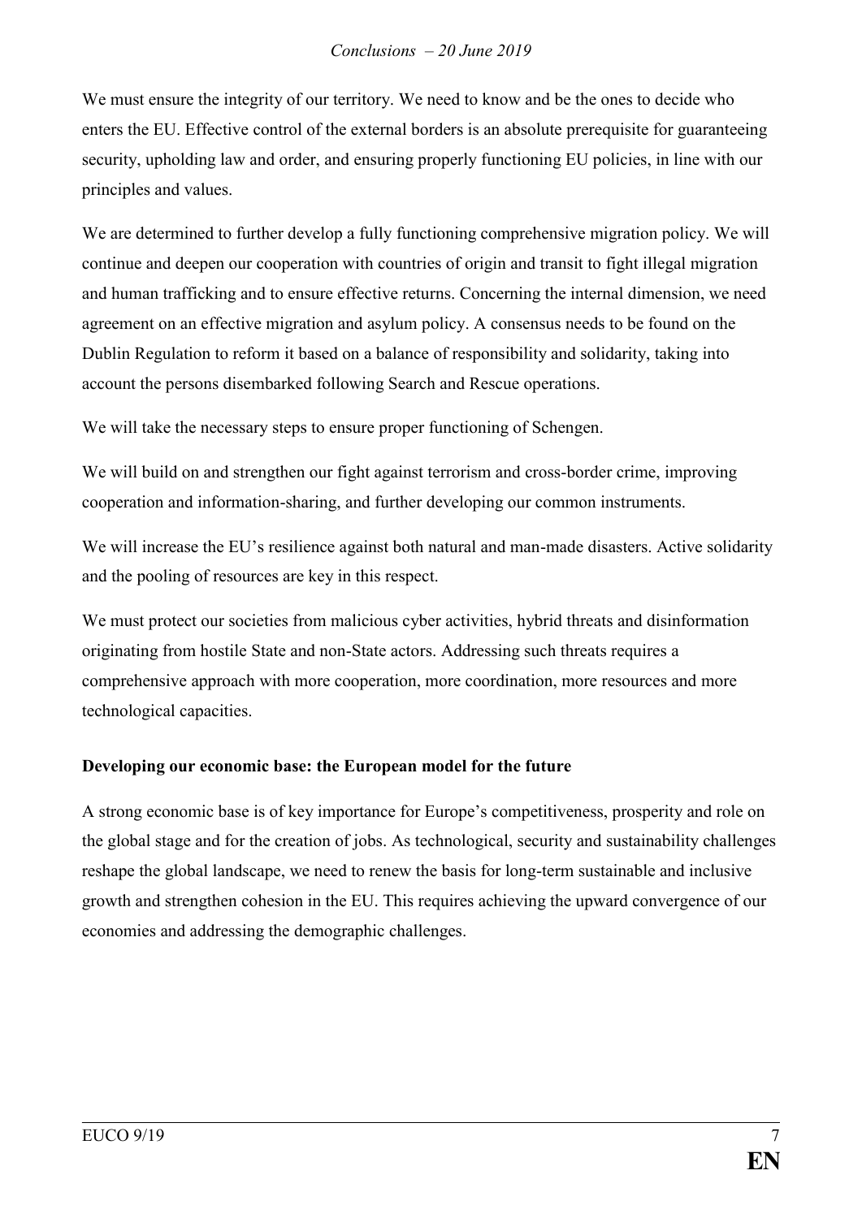We must ensure the integrity of our territory. We need to know and be the ones to decide who enters the EU. Effective control of the external borders is an absolute prerequisite for guaranteeing security, upholding law and order, and ensuring properly functioning EU policies, in line with our principles and values.

We are determined to further develop a fully functioning comprehensive migration policy. We will continue and deepen our cooperation with countries of origin and transit to fight illegal migration and human trafficking and to ensure effective returns. Concerning the internal dimension, we need agreement on an effective migration and asylum policy. A consensus needs to be found on the Dublin Regulation to reform it based on a balance of responsibility and solidarity, taking into account the persons disembarked following Search and Rescue operations.

We will take the necessary steps to ensure proper functioning of Schengen.

We will build on and strengthen our fight against terrorism and cross-border crime, improving cooperation and information-sharing, and further developing our common instruments.

We will increase the EU's resilience against both natural and man-made disasters. Active solidarity and the pooling of resources are key in this respect.

We must protect our societies from malicious cyber activities, hybrid threats and disinformation originating from hostile State and non-State actors. Addressing such threats requires a comprehensive approach with more cooperation, more coordination, more resources and more technological capacities.

**Developing our economic base: the European model for the future**

A strong economic base is of key importance for Europe's competitiveness, prosperity and role on the global stage and for the creation of jobs. As technological, security and sustainability challenges reshape the global landscape, we need to renew the basis for long-term sustainable and inclusive growth and strengthen cohesion in the EU. This requires achieving the upward convergence of our economies and addressing the demographic challenges.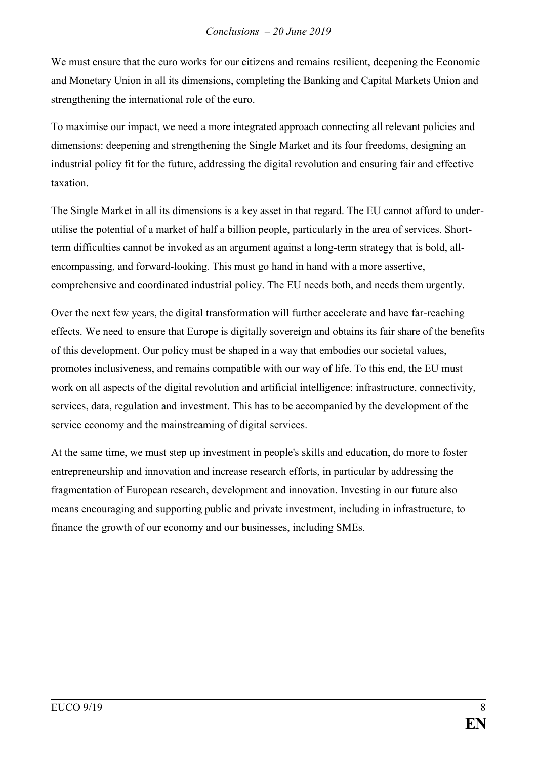We must ensure that the euro works for our citizens and remains resilient, deepening the Economic and Monetary Union in all its dimensions, completing the Banking and Capital Markets Union and strengthening the international role of the euro.

To maximise our impact, we need a more integrated approach connecting all relevant policies and dimensions: deepening and strengthening the Single Market and its four freedoms, designing an industrial policy fit for the future, addressing the digital revolution and ensuring fair and effective taxation.

The Single Market in all its dimensions is a key asset in that regard. The EU cannot afford to under-utilise the potential of a market of half a billion people, particularly in the area of services. Short-term difficulties cannot be invoked as an argument against a long-term strategy that is bold, all-encompassing, and forward-looking. This must go hand in hand with a more assertive, comprehensive and coordinated industrial policy. The EU needs both, and needs them urgently.

Over the next few years, the digital transformation will further accelerate and have far-reaching effects. We need to ensure that Europe is digitally sovereign and obtains its fair share of the benefits of this development. Our policy must be shaped in a way that embodies our societal values, promotes inclusiveness, and remains compatible with our way of life. To this end, the EU must work on all aspects of the digital revolution and artificial intelligence: infrastructure, connectivity, services, data, regulation and investment. This has to be accompanied by the development of the service economy and the mainstreaming of digital services.

At the same time, we must step up investment in people's skills and education, do more to foster entrepreneurship and innovation and increase research efforts, in particular by addressing the fragmentation of European research, development and innovation. Investing in our future also means encouraging and supporting public and private investment, including in infrastructure, to finance the growth of our economy and our businesses, including SMEs.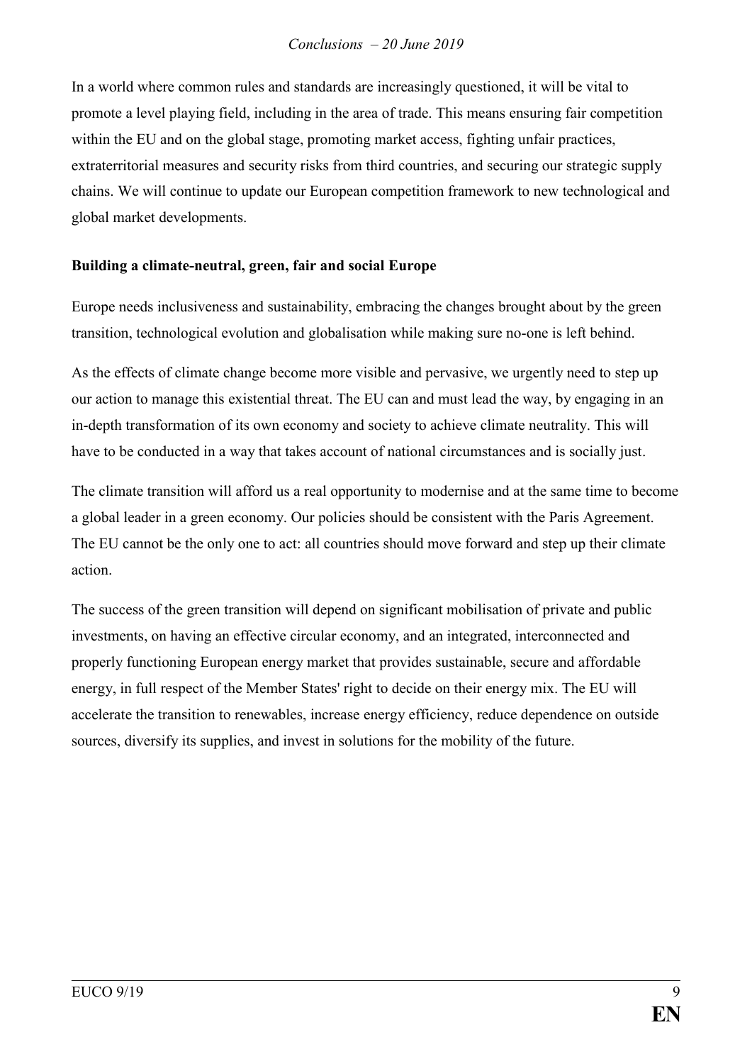In a world where common rules and standards are increasingly questioned, it will be vital to promote a level playing field, including in the area of trade. This means ensuring fair competition within the EU and on the global stage, promoting market access, fighting unfair practices, extraterritorial measures and security risks from third countries, and securing our strategic supply chains. We will continue to update our European competition framework to new technological and global market developments.

**Building a climate-neutral, green, fair and social Europe**

Europe needs inclusiveness and sustainability, embracing the changes brought about by the green transition, technological evolution and globalisation while making sure no-one is left behind.

As the effects of climate change become more visible and pervasive, we urgently need to step up our action to manage this existential threat. The EU can and must lead the way, by engaging in an in-depth transformation of its own economy and society to achieve climate neutrality. This will have to be conducted in a way that takes account of national circumstances and is socially just.

The climate transition will afford us a real opportunity to modernise and at the same time to become a global leader in a green economy. Our policies should be consistent with the Paris Agreement. The EU cannot be the only one to act: all countries should move forward and step up their climate action.

The success of the green transition will depend on significant mobilisation of private and public investments, on having an effective circular economy, and an integrated, interconnected and properly functioning European energy market that provides sustainable, secure and affordable energy, in full respect of the Member States' right to decide on their energy mix. The EU will accelerate the transition to renewables, increase energy efficiency, reduce dependence on outside sources, diversify its supplies, and invest in solutions for the mobility of the future.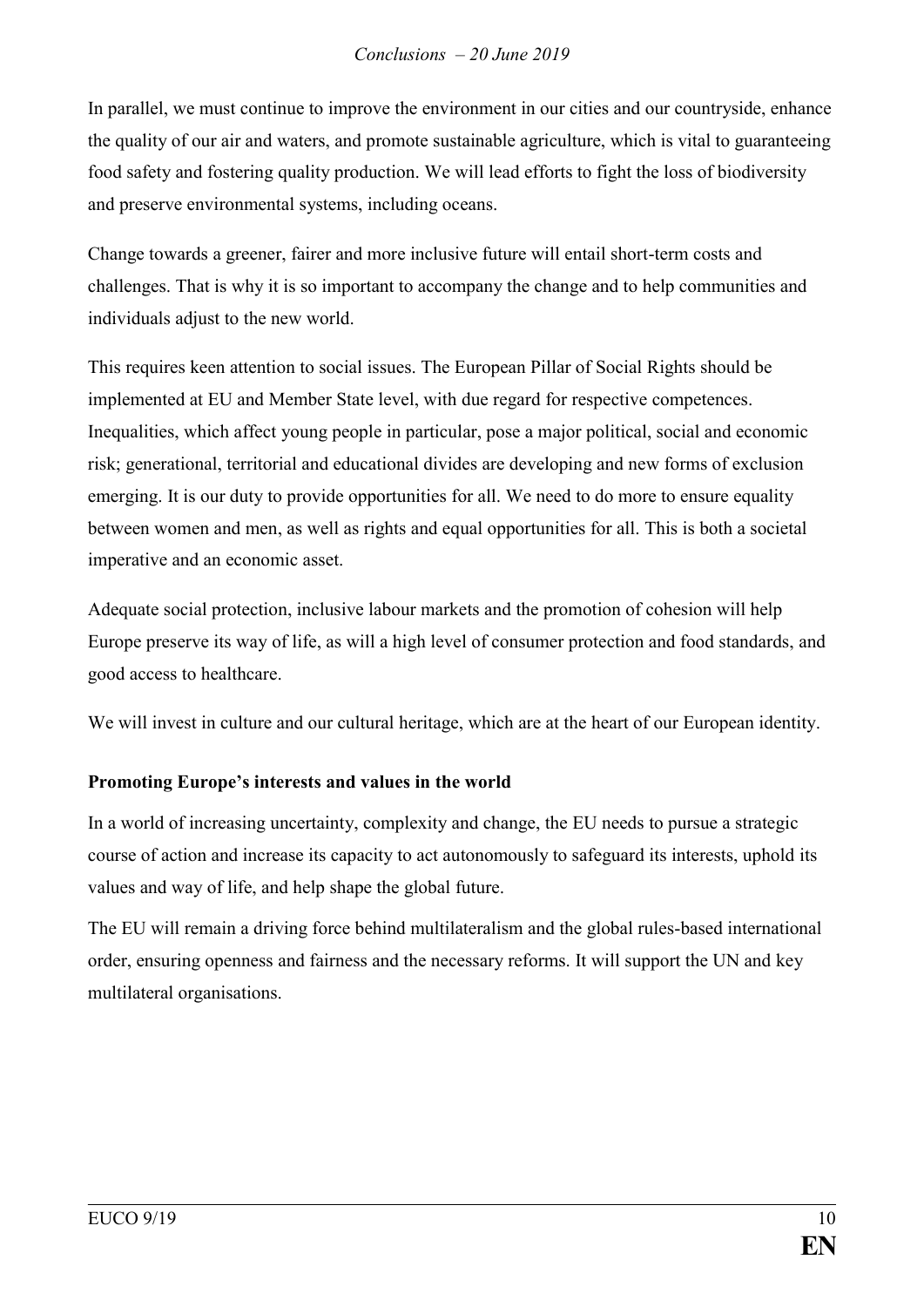In parallel, we must continue to improve the environment in our cities and our countryside, enhance the quality of our air and waters, and promote sustainable agriculture, which is vital to guaranteeing food safety and fostering quality production. We will lead efforts to fight the loss of biodiversity and preserve environmental systems, including oceans.

Change towards a greener, fairer and more inclusive future will entail short-term costs and challenges. That is why it is so important to accompany the change and to help communities and individuals adjust to the new world.

This requires keen attention to social issues. The European Pillar of Social Rights should be implemented at EU and Member State level, with due regard for respective competences. Inequalities, which affect young people in particular, pose a major political, social and economic risk; generational, territorial and educational divides are developing and new forms of exclusion emerging. It is our duty to provide opportunities for all. We need to do more to ensure equality between women and men, as well as rights and equal opportunities for all. This is both a societal imperative and an economic asset.

Adequate social protection, inclusive labour markets and the promotion of cohesion will help Europe preserve its way of life, as will a high level of consumer protection and food standards, and good access to healthcare.

We will invest in culture and our cultural heritage, which are at the heart of our European identity.

**Promoting Europe's interests and values in the world**

In a world of increasing uncertainty, complexity and change, the EU needs to pursue a strategic course of action and increase its capacity to act autonomously to safeguard its interests, uphold its values and way of life, and help shape the global future.

The EU will remain a driving force behind multilateralism and the global rules-based international order, ensuring openness and fairness and the necessary reforms. It will support the UN and key multilateral organisations.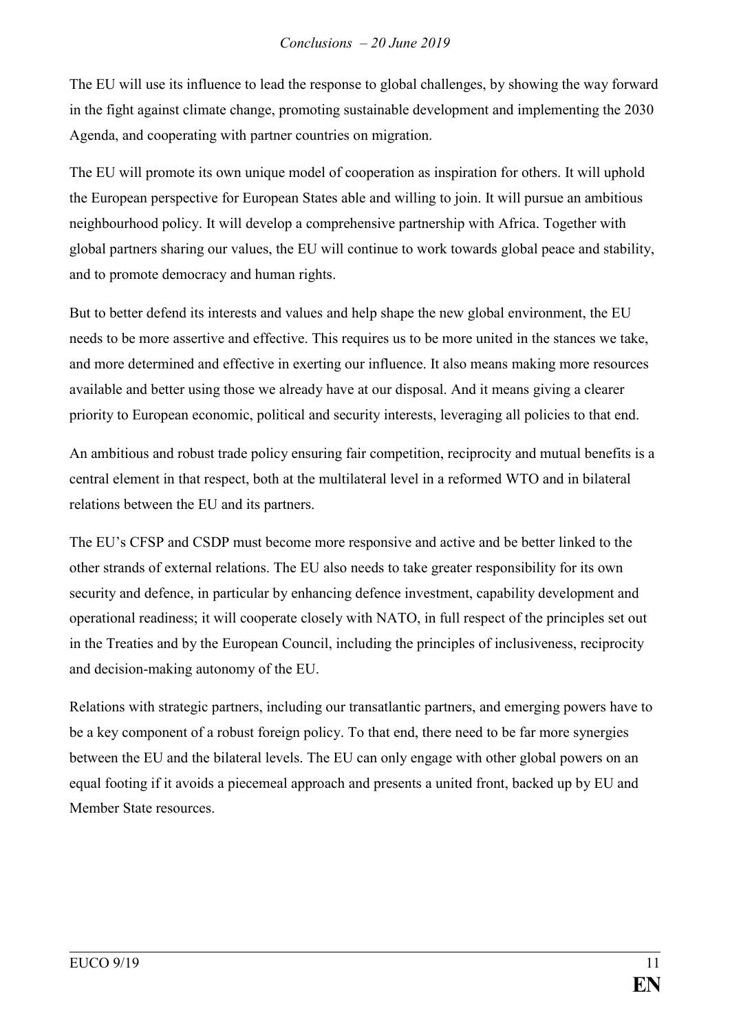The EU will use its influence to lead the response to global challenges, by showing the way forward in the fight against climate change, promoting sustainable development and implementing the 2030 Agenda, and cooperating with partner countries on migration.

The EU will promote its own unique model of cooperation as inspiration for others. It will uphold the European perspective for European States able and willing to join. It will pursue an ambitious neighbourhood policy. It will develop a comprehensive partnership with Africa. Together with global partners sharing our values, the EU will continue to work towards global peace and stability, and to promote democracy and human rights.

But to better defend its interests and values and help shape the new global environment, the EU needs to be more assertive and effective. This requires us to be more united in the stances we take, and more determined and effective in exerting our influence. It also means making more resources available and better using those we already have at our disposal. And it means giving a clearer priority to European economic, political and security interests, leveraging all policies to that end.

An ambitious and robust trade policy ensuring fair competition, reciprocity and mutual benefits is a central element in that respect, both at the multilateral level in a reformed WTO and in bilateral relations between the EU and its partners.

The EU's CFSP and CSDP must become more responsive and active and be better linked to the other strands of external relations. The EU also needs to take greater responsibility for its own security and defence, in particular by enhancing defence investment, capability development and operational readiness; it will cooperate closely with NATO, in full respect of the principles set out in the Treaties and by the European Council, including the principles of inclusiveness, reciprocity and decision-making autonomy of the EU.

Relations with strategic partners, including our transatlantic partners, and emerging powers have to be a key component of a robust foreign policy. To that end, there need to be far more synergies between the EU and the bilateral levels. The EU can only engage with other global powers on an equal footing if it avoids a piecemeal approach and presents a united front, backed up by EU and Member State resources.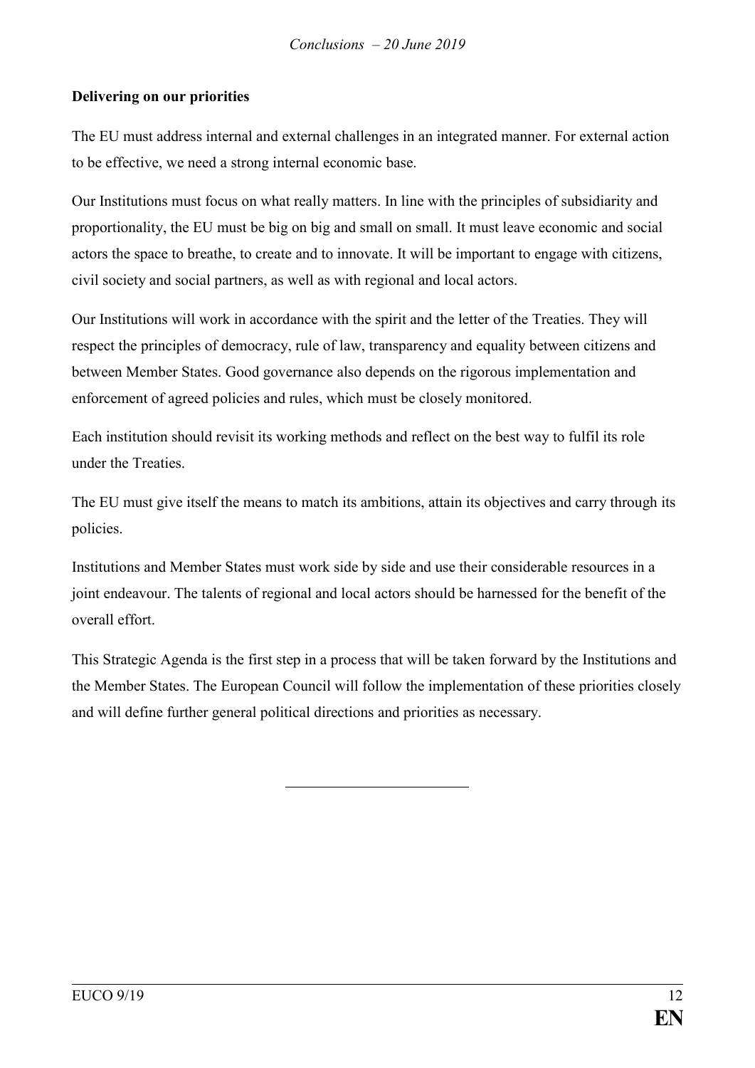**Delivering on our priorities**

The EU must address internal and external challenges in an integrated manner. For external action to be effective, we need a strong internal economic base.

Our Institutions must focus on what really matters. In line with the principles of subsidiarity and proportionality, the EU must be big on big and small on small. It must leave economic and social actors the space to breathe, to create and to innovate. It will be important to engage with citizens, civil society and social partners, as well as with regional and local actors.

Our Institutions will work in accordance with the spirit and the letter of the Treaties. They will respect the principles of democracy, rule of law, transparency and equality between citizens and between Member States. Good governance also depends on the rigorous implementation and enforcement of agreed policies and rules, which must be closely monitored.

Each institution should revisit its working methods and reflect on the best way to fulfil its role under the Treaties.

The EU must give itself the means to match its ambitions, attain its objectives and carry through its policies.

Institutions and Member States must work side by side and use their considerable resources in a joint endeavour. The talents of regional and local actors should be harnessed for the benefit of the overall effort.

This Strategic Agenda is the first step in a process that will be taken forward by the Institutions and the Member States. The European Council will follow the implementation of these priorities closely and will define further general political directions and priorities as necessary.